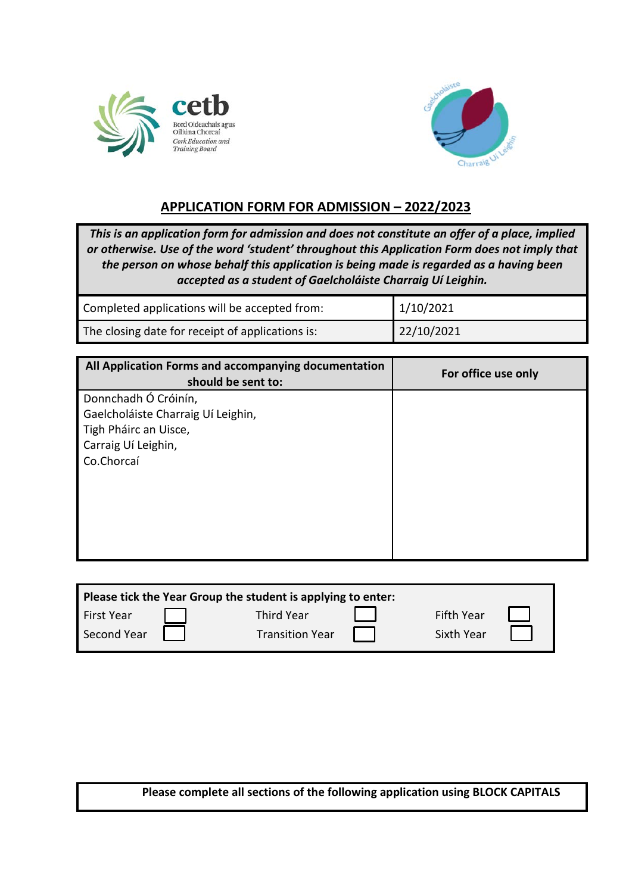## APPLICATION FORM FOR ADMISSION – 2022/2023

***This is an application form for admission and does not constitute an offer of a place, implied or otherwise. Use of the word 'student' throughout this Application Form does not imply that the person on whose behalf this application is being made is regarded as a having been accepted as a student of Gaelcholáiste Charraig Uí Leighin.***

| | |
|---|---|
| Completed applications will be accepted from: | 1/10/2021 |
| The closing date for receipt of applications is: | 22/10/2021 |

| **All Application Forms and accompanying documentation should be sent to:** | **For office use only** |
|---|---|
| Donnchadh Ó Cróinín,<br>Gaelcholáiste Charraig Uí Leighin,<br>Tigh Pháirc an Uisce,<br>Carraig Uí Leighin,<br>Co.Chorcaí | |

**Please tick the Year Group the student is applying to enter:**

| | | | | | |
|---|---|---|---|---|---|
| First Year | ☐ | Third Year | ☐ | Fifth Year | ☐ |
| Second Year | ☐ | Transition Year | ☐ | Sixth Year | ☐ |

**Please complete all sections of the following application using BLOCK CAPITALS**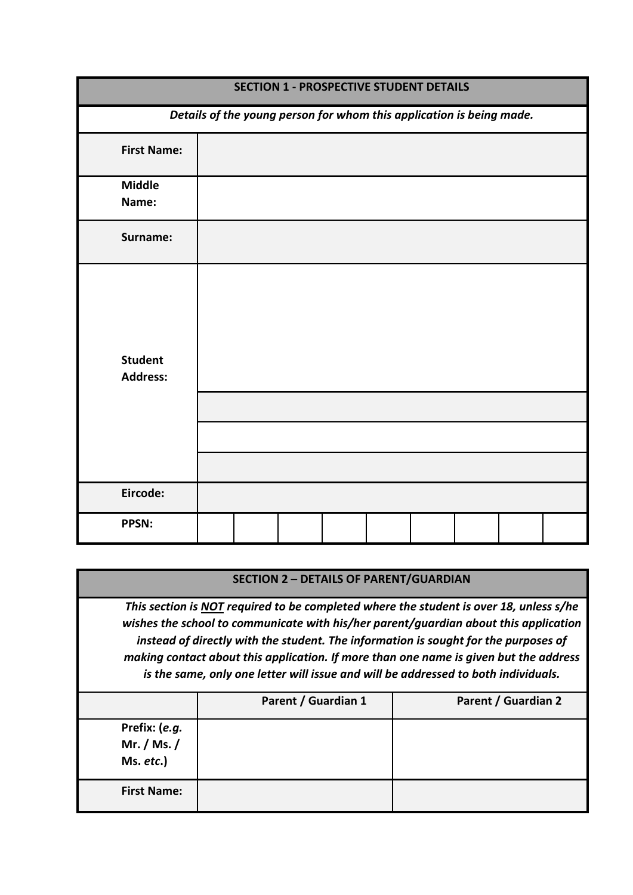| SECTION 1 - PROSPECTIVE STUDENT DETAILS | | | | | | | | | |
|---|---|---|---|---|---|---|---|---|---|
| ***Details of the young person for whom this application is being made.*** | | | | | | | | | |
| **First Name:** | | | | | | | | | |
| **Middle Name:** | | | | | | | | | |
| **Surname:** | | | | | | | | | |
| **Student Address:** | | | | | | | | | |
| | | | | | | | | | |
| | | | | | | | | | |
| | | | | | | | | | |
| **Eircode:** | | | | | | | | | |
| **PPSN:** | | | | | | | | | |

| SECTION 2 – DETAILS OF PARENT/GUARDIAN | | |
|---|---|---|
| ***This section is NOT required to be completed where the student is over 18, unless s/he wishes the school to communicate with his/her parent/guardian about this application instead of directly with the student. The information is sought for the purposes of making contact about this application. If more than one name is given but the address is the same, only one letter will issue and will be addressed to both individuals.*** | | |
| | **Parent / Guardian 1** | **Parent / Guardian 2** |
| **Prefix: (*e.g.* Mr. / Ms. / Ms. *etc*.)** | | |
| **First Name:** | | |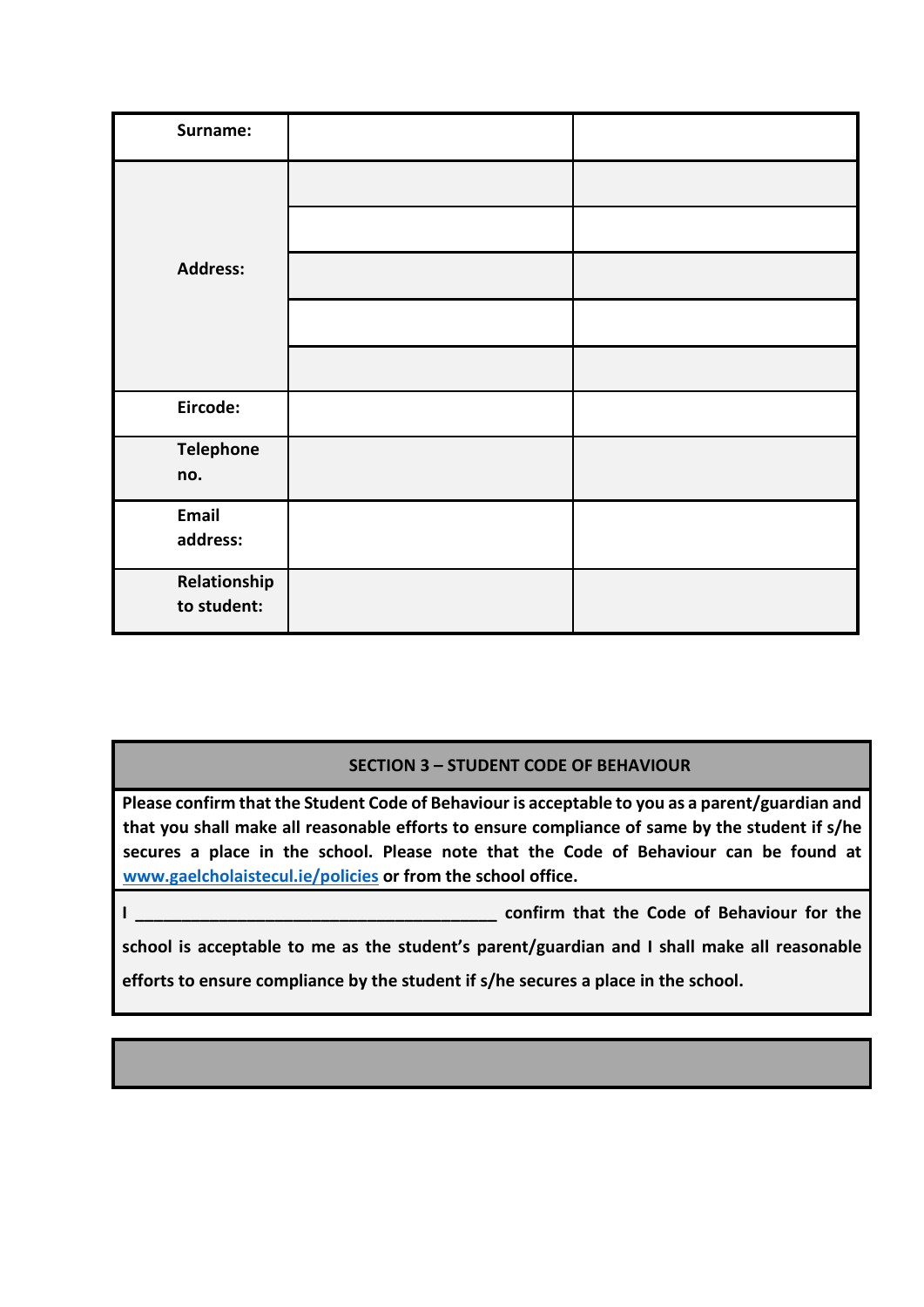| | | |
|---|---|---|
| **Surname:** | | |
| **Address:** | | |
| | | |
| | | |
| | | |
| | | |
| **Eircode:** | | |
| **Telephone no.** | | |
| **Email address:** | | |
| **Relationship to student:** | | |

| **SECTION 3 – STUDENT CODE OF BEHAVIOUR** |
|---|
| **Please confirm that the Student Code of Behaviour is acceptable to you as a parent/guardian and that you shall make all reasonable efforts to ensure compliance of same by the student if s/he secures a place in the school. Please note that the Code of Behaviour can be found at [www.gaelcholaistecul.ie/policies](www.gaelcholaistecul.ie/policies) or from the school office.** |
| **I _______________________________________ confirm that the Code of Behaviour for the school is acceptable to me as the student's parent/guardian and I shall make all reasonable efforts to ensure compliance by the student if s/he secures a place in the school.** |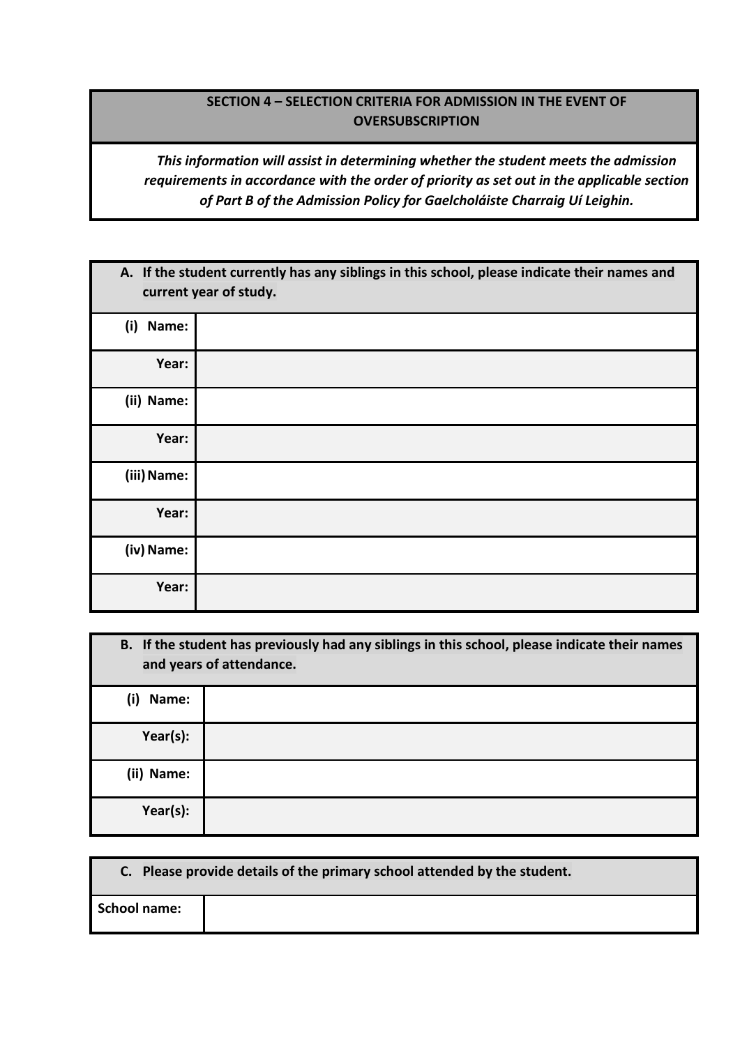| **SECTION 4 – SELECTION CRITERIA FOR ADMISSION IN THE EVENT OF OVERSUBSCRIPTION** |
|---|
| ***This information will assist in determining whether the student meets the admission requirements in accordance with the order of priority as set out in the applicable section of Part B of the Admission Policy for Gaelcholáiste Charraig Uí Leighin.*** |

| **A. If the student currently has any siblings in this school, please indicate their names and current year of study.** | |
|---|---|
| **(i) Name:** | |
| **Year:** | |
| **(ii) Name:** | |
| **Year:** | |
| **(iii) Name:** | |
| **Year:** | |
| **(iv) Name:** | |
| **Year:** | |

| **B. If the student has previously had any siblings in this school, please indicate their names and years of attendance.** | |
|---|---|
| **(i) Name:** | |
| **Year(s):** | |
| **(ii) Name:** | |
| **Year(s):** | |

| **C. Please provide details of the primary school attended by the student.** | |
|---|---|
| **School name:** | |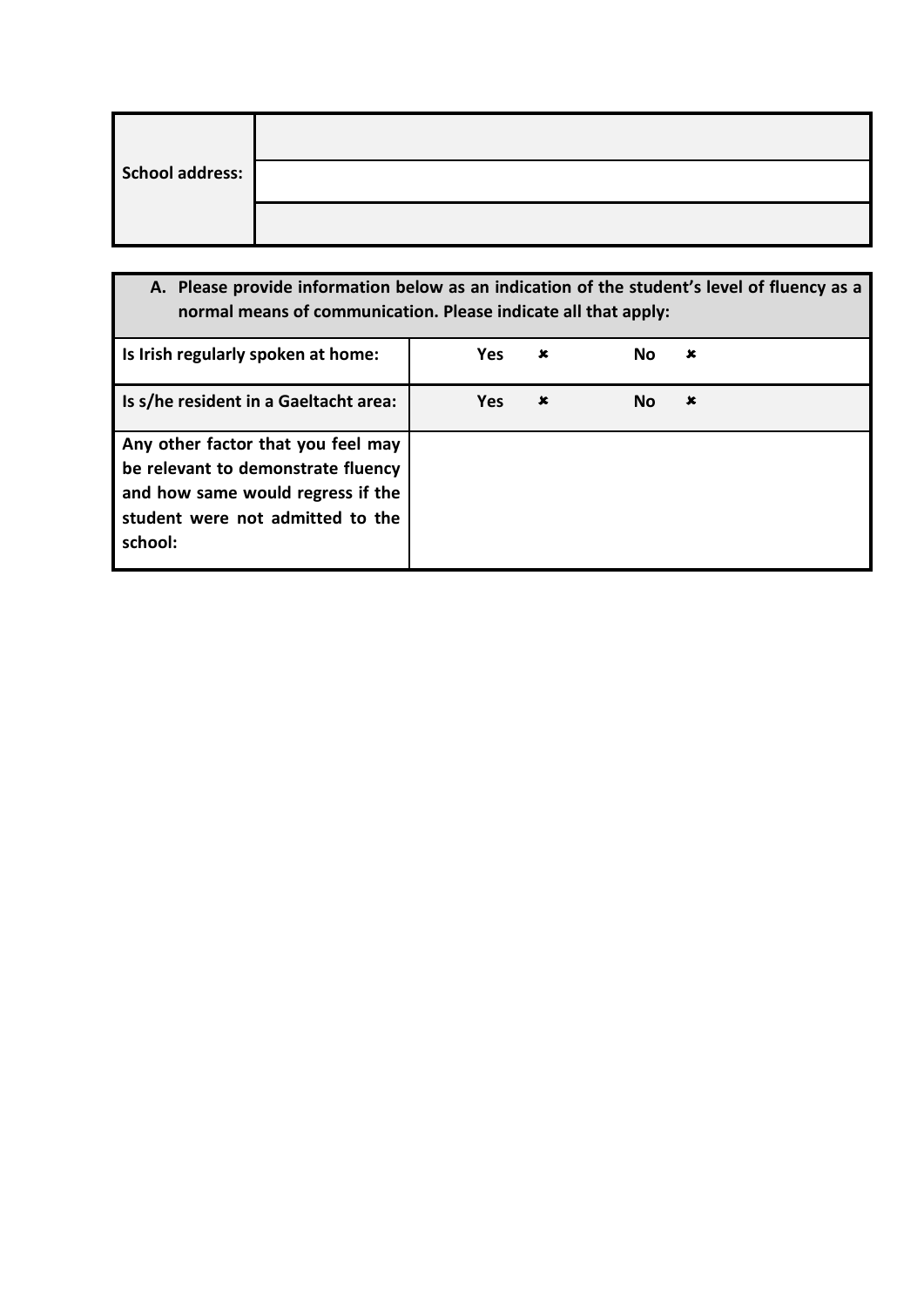| | |
|---|---|
| **School address:** | |
| | |
| | |

| **A. Please provide information below as an indication of the student's level of fluency as a normal means of communication. Please indicate all that apply:** | |
|---|---|
| **Is Irish regularly spoken at home:** | **Yes** ✖ **No** ✖ |
| **Is s/he resident in a Gaeltacht area:** | **Yes** ✖ **No** ✖ |
| **Any other factor that you feel may be relevant to demonstrate fluency and how same would regress if the student were not admitted to the school:** | |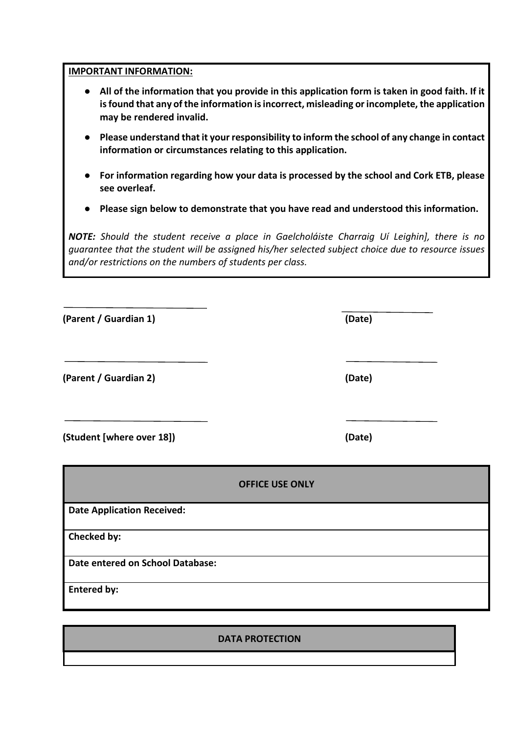**IMPORTANT INFORMATION:**

- **All of the information that you provide in this application form is taken in good faith. If it is found that any of the information is incorrect, misleading or incomplete, the application may be rendered invalid.**
- **Please understand that it your responsibility to inform the school of any change in contact information or circumstances relating to this application.**
- **For information regarding how your data is processed by the school and Cork ETB, please see overleaf.**
- **Please sign below to demonstrate that you have read and understood this information.**

***NOTE:*** *Should the student receive a place in Gaelcholáiste Charraig Uí Leighin], there is no guarantee that the student will be assigned his/her selected subject choice due to resource issues and/or restrictions on the numbers of students per class.*

\_\_\_\_\_\_\_\_\_\_\_\_\_\_\_\_\_\_\_\_\_\_\_\_\_\_ &nbsp;&nbsp;&nbsp;&nbsp;&nbsp;&nbsp;&nbsp;&nbsp; \_\_\_\_\_\_\_\_\_\_\_\_\_\_\_\_

**(Parent / Guardian 1)** &nbsp;&nbsp;&nbsp;&nbsp;&nbsp;&nbsp;&nbsp;&nbsp; **(Date)**

\_\_\_\_\_\_\_\_\_\_\_\_\_\_\_\_\_\_\_\_\_\_\_\_\_\_ &nbsp;&nbsp;&nbsp;&nbsp;&nbsp;&nbsp;&nbsp;&nbsp; \_\_\_\_\_\_\_\_\_\_\_\_\_\_\_\_

**(Parent / Guardian 2)** &nbsp;&nbsp;&nbsp;&nbsp;&nbsp;&nbsp;&nbsp;&nbsp; **(Date)**

\_\_\_\_\_\_\_\_\_\_\_\_\_\_\_\_\_\_\_\_\_\_\_\_\_\_ &nbsp;&nbsp;&nbsp;&nbsp;&nbsp;&nbsp;&nbsp;&nbsp; \_\_\_\_\_\_\_\_\_\_\_\_\_\_\_\_

**(Student [where over 18])** &nbsp;&nbsp;&nbsp;&nbsp;&nbsp;&nbsp;&nbsp;&nbsp; **(Date)**

| **OFFICE USE ONLY** |
|---|
| **Date Application Received:** |
| **Checked by:** |
| **Date entered on School Database:** |
| **Entered by:** |

| **DATA PROTECTION** |
|---|
| |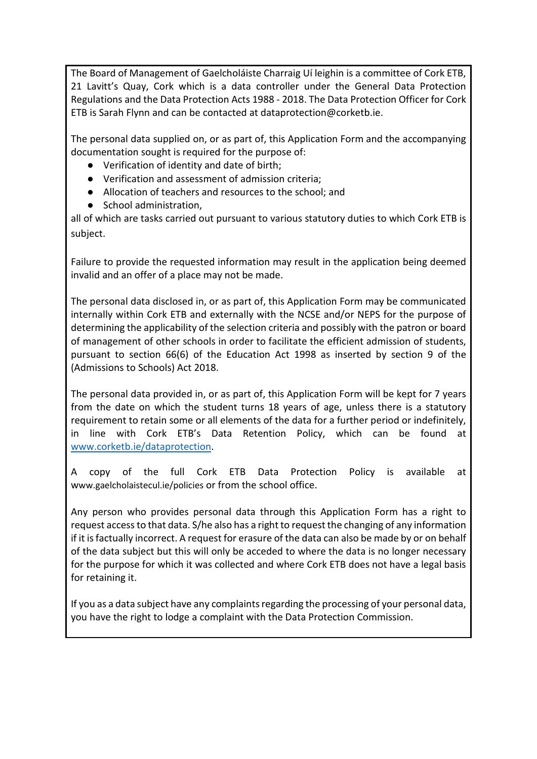The Board of Management of Gaelcholáiste Charraig Uí leighin is a committee of Cork ETB, 21 Lavitt's Quay, Cork which is a data controller under the General Data Protection Regulations and the Data Protection Acts 1988 - 2018. The Data Protection Officer for Cork ETB is Sarah Flynn and can be contacted at dataprotection@corketb.ie.

The personal data supplied on, or as part of, this Application Form and the accompanying documentation sought is required for the purpose of:

- Verification of identity and date of birth;
- Verification and assessment of admission criteria;
- Allocation of teachers and resources to the school; and
- School administration,

all of which are tasks carried out pursuant to various statutory duties to which Cork ETB is subject.

Failure to provide the requested information may result in the application being deemed invalid and an offer of a place may not be made.

The personal data disclosed in, or as part of, this Application Form may be communicated internally within Cork ETB and externally with the NCSE and/or NEPS for the purpose of determining the applicability of the selection criteria and possibly with the patron or board of management of other schools in order to facilitate the efficient admission of students, pursuant to section 66(6) of the Education Act 1998 as inserted by section 9 of the (Admissions to Schools) Act 2018.

The personal data provided in, or as part of, this Application Form will be kept for 7 years from the date on which the student turns 18 years of age, unless there is a statutory requirement to retain some or all elements of the data for a further period or indefinitely, in line with Cork ETB's Data Retention Policy, which can be found at [www.corketb.ie/dataprotection](www.corketb.ie/dataprotection).

A copy of the full Cork ETB Data Protection Policy is available at www.gaelcholaistecul.ie/policies or from the school office.

Any person who provides personal data through this Application Form has a right to request access to that data. S/he also has a right to request the changing of any information if it is factually incorrect. A request for erasure of the data can also be made by or on behalf of the data subject but this will only be acceded to where the data is no longer necessary for the purpose for which it was collected and where Cork ETB does not have a legal basis for retaining it.

If you as a data subject have any complaints regarding the processing of your personal data, you have the right to lodge a complaint with the Data Protection Commission.